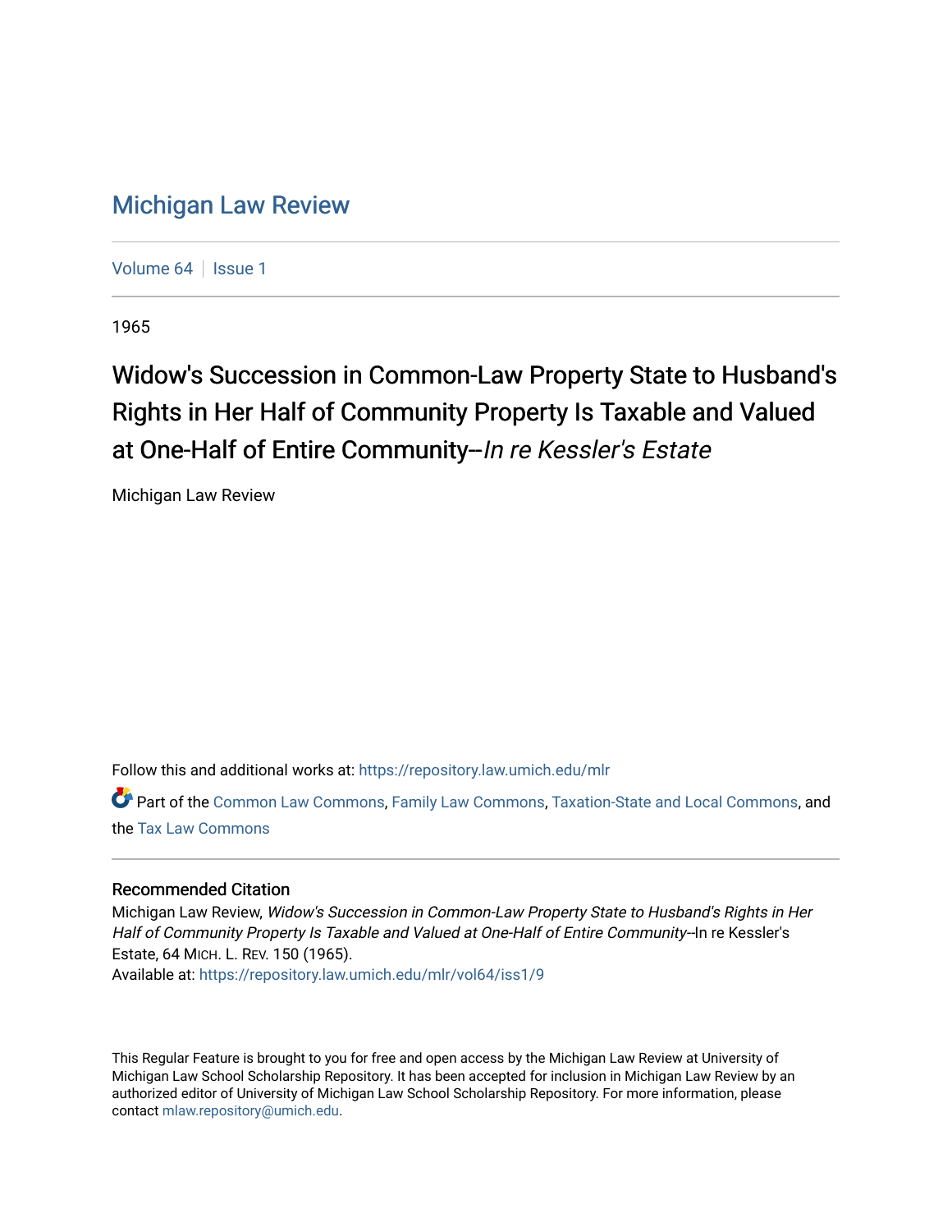# Michigan Law Review

Volume 64 | Issue 1

1965

## Widow's Succession in Common-Law Property State to Husband's Rights in Her Half of Community Property Is Taxable and Valued at One-Half of Entire Community--*In re Kessler's Estate*

Michigan Law Review

Follow this and additional works at: https://repository.law.umich.edu/mlr

Part of the Common Law Commons, Family Law Commons, Taxation-State and Local Commons, and the Tax Law Commons

### Recommended Citation

Michigan Law Review, *Widow's Succession in Common-Law Property State to Husband's Rights in Her Half of Community Property Is Taxable and Valued at One-Half of Entire Community*--In re Kessler's Estate, 64 MICH. L. REV. 150 (1965).
Available at: https://repository.law.umich.edu/mlr/vol64/iss1/9

This Regular Feature is brought to you for free and open access by the Michigan Law Review at University of Michigan Law School Scholarship Repository. It has been accepted for inclusion in Michigan Law Review by an authorized editor of University of Michigan Law School Scholarship Repository. For more information, please contact mlaw.repository@umich.edu.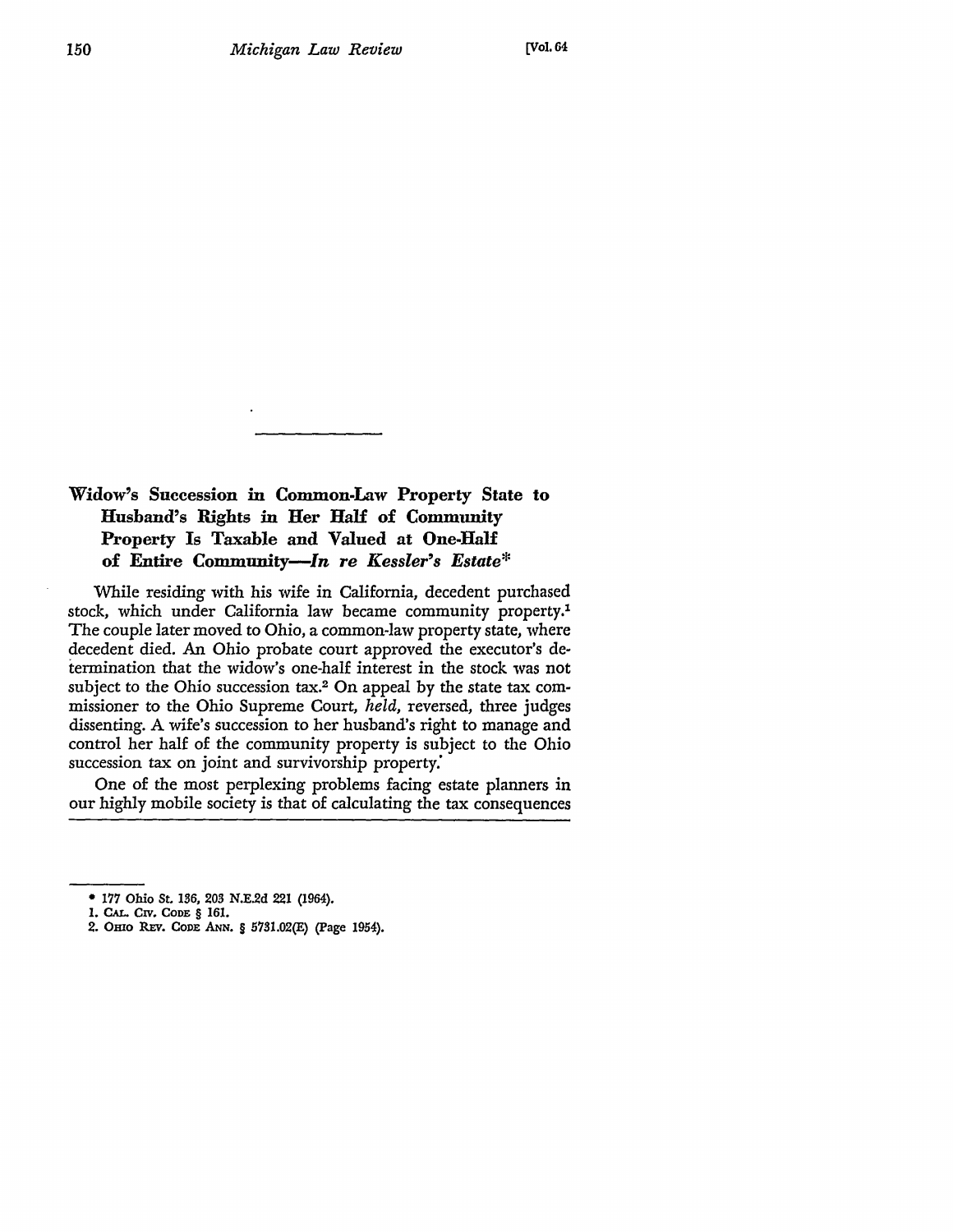## Widow's Succession in Common-Law Property State to Husband's Rights in Her Half of Community Property Is Taxable and Valued at One-Half of Entire Community—*In re Kessler's Estate**

While residing with his wife in California, decedent purchased stock, which under California law became community property.[1] The couple later moved to Ohio, a common-law property state, where decedent died. An Ohio probate court approved the executor's determination that the widow's one-half interest in the stock was not subject to the Ohio succession tax.[2] On appeal by the state tax commissioner to the Ohio Supreme Court, *held*, reversed, three judges dissenting. A wife's succession to her husband's right to manage and control her half of the community property is subject to the Ohio succession tax on joint and survivorship property.

One of the most perplexing problems facing estate planners in our highly mobile society is that of calculating the tax consequences

---

\* 177 Ohio St. 136, 203 N.E.2d 221 (1964).

1. CAL. CIV. CODE § 161.

2. OHIO REV. CODE ANN. § 5731.02(E) (Page 1954).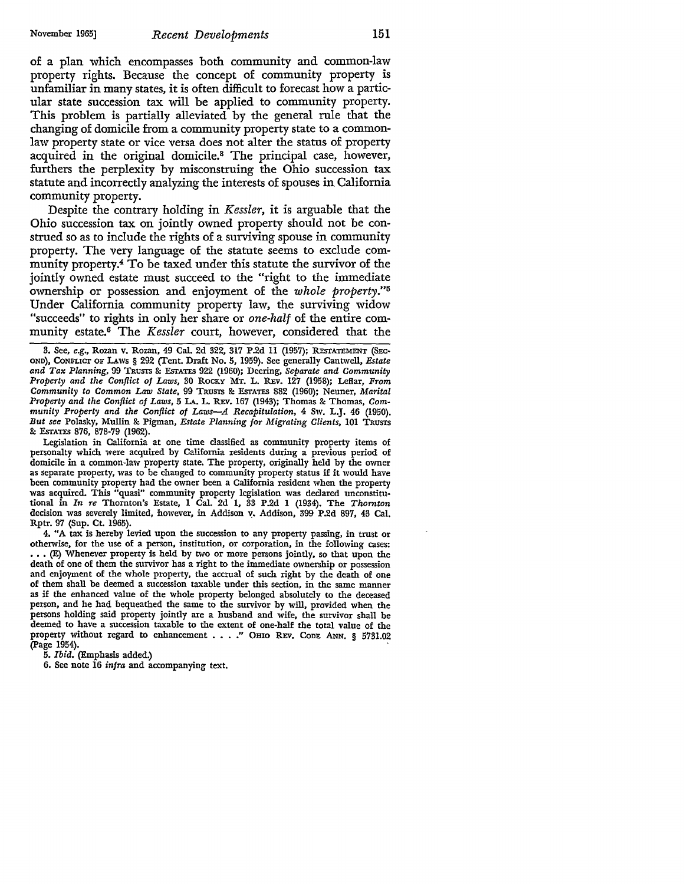of a plan which encompasses both community and common-law property rights. Because the concept of community property is unfamiliar in many states, it is often difficult to forecast how a particular state succession tax will be applied to community property. This problem is partially alleviated by the general rule that the changing of domicile from a community property state to a common-law property state or vice versa does not alter the status of property acquired in the original domicile.[3] The principal case, however, furthers the perplexity by misconstruing the Ohio succession tax statute and incorrectly analyzing the interests of spouses in California community property.

Despite the contrary holding in *Kessler*, it is arguable that the Ohio succession tax on jointly owned property should not be construed so as to include the rights of a surviving spouse in community property. The very language of the statute seems to exclude community property.[4] To be taxed under this statute the survivor of the jointly owned estate must succeed to the "right to the immediate ownership or possession and enjoyment of the *whole property*."[5] Under California community property law, the surviving widow "succeeds" to rights in only her share or *one-half* of the entire community estate.[6] The *Kessler* court, however, considered that the

---

3. See, *e.g.*, Rozan v. Rozan, 49 Cal. 2d 322, 317 P.2d 11 (1957); RESTATEMENT (SECOND), CONFLICT OF LAWS § 292 (Tent. Draft No. 5, 1959). See generally Cantwell, *Estate and Tax Planning*, 99 TRUSTS & ESTATES 922 (1960); Deering, *Separate and Community Property and the Conflict of Laws*, 30 ROCKY MT. L. REV. 127 (1958); Leflar, *From Community to Common Law State*, 99 TRUSTS & ESTATES 882 (1960); Neuner, *Marital Property and the Conflict of Laws*, 5 LA. L. REV. 167 (1943); Thomas & Thomas, *Community Property and the Conflict of Laws—A Recapitulation*, 4 SW. L.J. 46 (1950). *But see* Polasky, Mullin & Pigman, *Estate Planning for Migrating Clients*, 101 TRUSTS & ESTATES 876, 878-79 (1962).

Legislation in California at one time classified as community property items of personalty which were acquired by California residents during a previous period of domicile in a common-law property state. The property, originally held by the owner as separate property, was to be changed to community property status if it would have been community property had the owner been a California resident when the property was acquired. This "quasi" community property legislation was declared unconstitutional in *In re* Thornton's Estate, 1 Cal. 2d 1, 33 P.2d 1 (1934). The *Thornton* decision was severely limited, however, in Addison v. Addison, 399 P.2d 897, 43 Cal. Rptr. 97 (Sup. Ct. 1965).

4. "A tax is hereby levied upon the succession to any property passing, in trust or otherwise, for the use of a person, institution, or corporation, in the following cases: . . . (E) Whenever property is held by two or more persons jointly, so that upon the death of one of them the survivor has a right to the immediate ownership or possession and enjoyment of the whole property, the accrual of such right by the death of one of them shall be deemed a succession taxable under this section, in the same manner as if the enhanced value of the whole property belonged absolutely to the deceased person, and he had bequeathed the same to the survivor by will, provided when the persons holding said property jointly are a husband and wife, the survivor shall be deemed to have a succession taxable to the extent of one-half the total value of the property without regard to enhancement . . . ." OHIO REV. CODE ANN. § 5731.02 (Page 1954).

5. *Ibid.* (Emphasis added.)

6. See note 16 *infra* and accompanying text.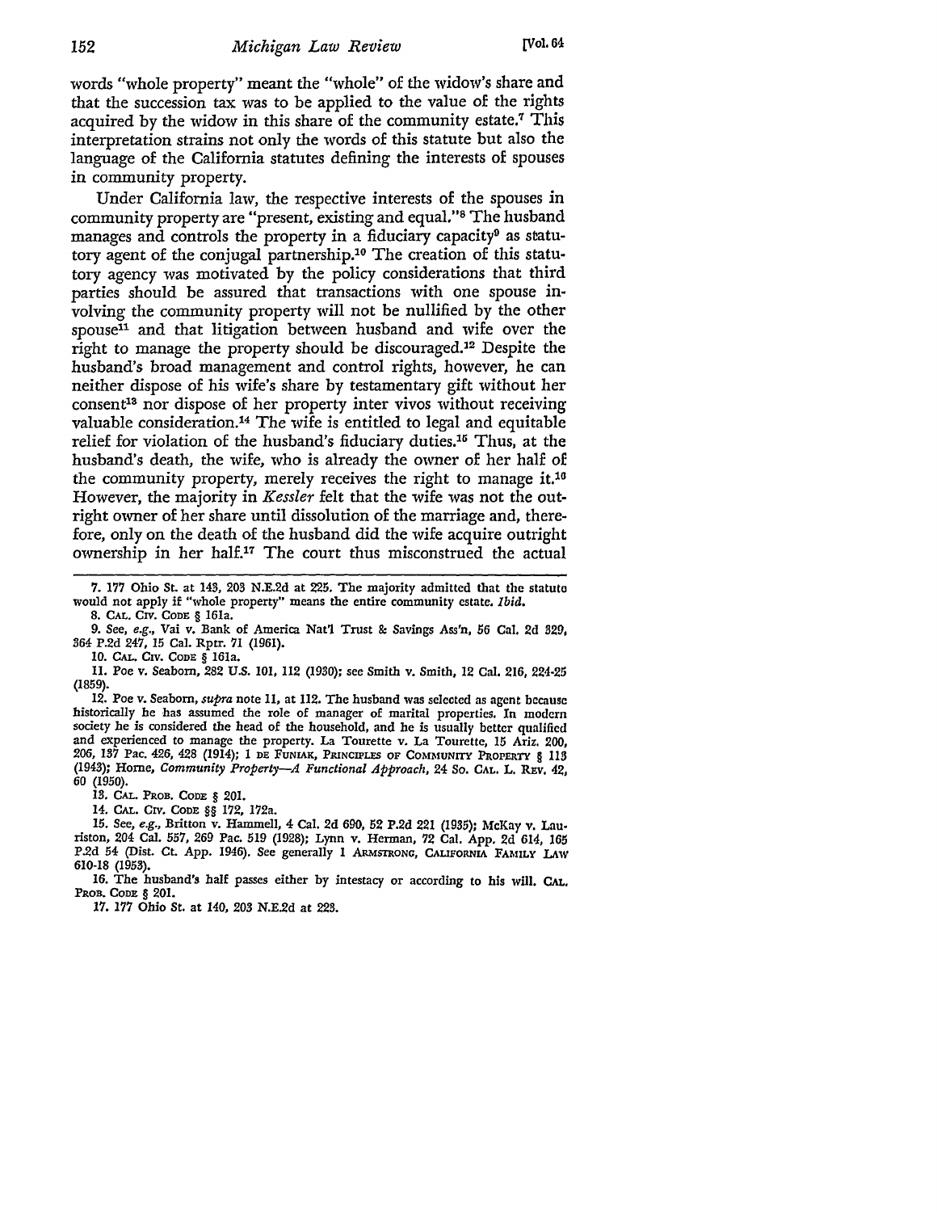words "whole property" meant the "whole" of the widow's share and that the succession tax was to be applied to the value of the rights acquired by the widow in this share of the community estate.[7] This interpretation strains not only the words of this statute but also the language of the California statutes defining the interests of spouses in community property.

Under California law, the respective interests of the spouses in community property are "present, existing and equal."[8] The husband manages and controls the property in a fiduciary capacity[9] as statutory agent of the conjugal partnership.[10] The creation of this statutory agency was motivated by the policy considerations that third parties should be assured that transactions with one spouse involving the community property will not be nullified by the other spouse[11] and that litigation between husband and wife over the right to manage the property should be discouraged.[12] Despite the husband's broad management and control rights, however, he can neither dispose of his wife's share by testamentary gift without her consent[13] nor dispose of her property inter vivos without receiving valuable consideration.[14] The wife is entitled to legal and equitable relief for violation of the husband's fiduciary duties.[15] Thus, at the husband's death, the wife, who is already the owner of her half of the community property, merely receives the right to manage it.[16] However, the majority in *Kessler* felt that the wife was not the outright owner of her share until dissolution of the marriage and, therefore, only on the death of the husband did the wife acquire outright ownership in her half.[17] The court thus misconstrued the actual

---

7. 177 Ohio St. at 143, 203 N.E.2d at 225. The majority admitted that the statute would not apply if "whole property" means the entire community estate. *Ibid.*

8. CAL. CIV. CODE § 161a.

9. See, *e.g.*, Vai v. Bank of America Nat'l Trust & Savings Ass'n, 56 Cal. 2d 329, 364 P.2d 247, 15 Cal. Rptr. 71 (1961).

10. CAL. CIV. CODE § 161a.

11. Poe v. Seaborn, 282 U.S. 101, 112 (1930); see Smith v. Smith, 12 Cal. 216, 224-25 (1859).

12. Poe v. Seaborn, *supra* note 11, at 112. The husband was selected as agent because historically he has assumed the role of manager of marital properties. In modern society he is considered the head of the household, and he is usually better qualified and experienced to manage the property. La Tourette v. La Tourette, 15 Ariz. 200, 206, 137 Pac. 426, 428 (1914); 1 DE FUNIAK, PRINCIPLES OF COMMUNITY PROPERTY § 113 (1943); Horne, *Community Property—A Functional Approach*, 24 So. CAL. L. REV. 42, 60 (1950).

13. CAL. PROB. CODE § 201.

14. CAL. CIV. CODE §§ 172, 172a.

15. See, *e.g.*, Britton v. Hammell, 4 Cal. 2d 690, 52 P.2d 221 (1935); McKay v. Lauriston, 204 Cal. 557, 269 Pac. 519 (1928); Lynn v. Herman, 72 Cal. App. 2d 614, 165 P.2d 54 (Dist. Ct. App. 1946). See generally 1 ARMSTRONG, CALIFORNIA FAMILY LAW 610-18 (1953).

16. The husband's half passes either by intestacy or according to his will. CAL. PROB. CODE § 201.

17. 177 Ohio St. at 140, 203 N.E.2d at 223.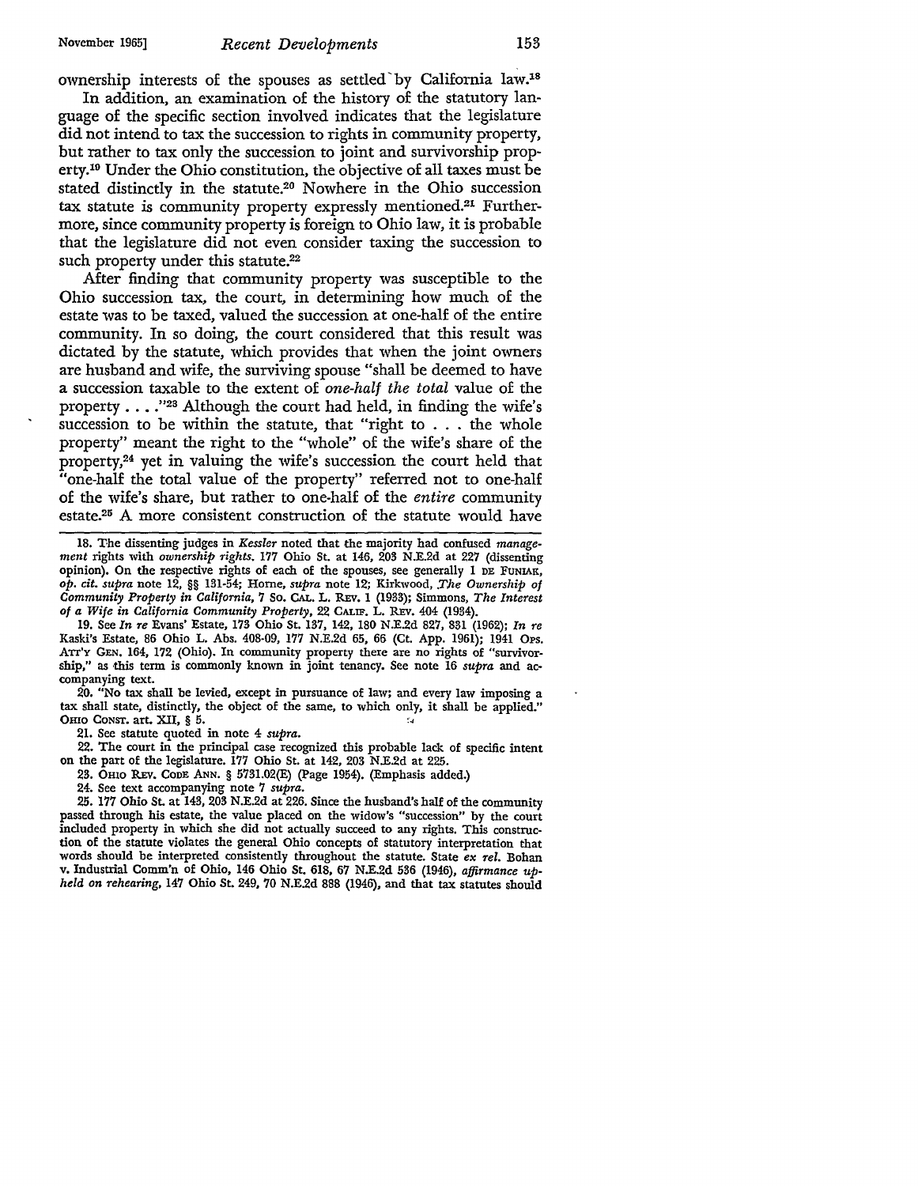ownership interests of the spouses as settled by California law.[18]

In addition, an examination of the history of the statutory language of the specific section involved indicates that the legislature did not intend to tax the succession to rights in community property, but rather to tax only the succession to joint and survivorship property.[19] Under the Ohio constitution, the objective of all taxes must be stated distinctly in the statute.[20] Nowhere in the Ohio succession tax statute is community property expressly mentioned.[21] Furthermore, since community property is foreign to Ohio law, it is probable that the legislature did not even consider taxing the succession to such property under this statute.[22]

After finding that community property was susceptible to the Ohio succession tax, the court, in determining how much of the estate was to be taxed, valued the succession at one-half of the entire community. In so doing, the court considered that this result was dictated by the statute, which provides that when the joint owners are husband and wife, the surviving spouse "shall be deemed to have a succession taxable to the extent of *one-half the total* value of the property . . . ."[23] Although the court had held, in finding the wife's succession to be within the statute, that "right to . . . the whole property" meant the right to the "whole" of the wife's share of the property,[24] yet in valuing the wife's succession the court held that "one-half the total value of the property" referred not to one-half of the wife's share, but rather to one-half of the *entire* community estate.[25] A more consistent construction of the statute would have

---

18. The dissenting judges in *Kessler* noted that the majority had confused *management* rights with *ownership rights*. 177 Ohio St. at 146, 203 N.E.2d at 227 (dissenting opinion). On the respective rights of each of the spouses, see generally 1 DE FUNIAK, *op. cit. supra* note 12, §§ 131-54; Horne, *supra* note 12; Kirkwood, *The Ownership of Community Property in California*, 7 So. CAL. L. REV. 1 (1933); Simmons, *The Interest of a Wife in California Community Property*, 22 CALIF. L. REV. 404 (1934).

19. See *In re* Evans' Estate, 173 Ohio St. 137, 142, 180 N.E.2d 827, 831 (1962); *In re* Kaski's Estate, 86 Ohio L. Abs. 408-09, 177 N.E.2d 65, 66 (Ct. App. 1961); 1941 OPS. ATT'Y GEN. 164, 172 (Ohio). In community property there are no rights of "survivorship," as this term is commonly known in joint tenancy. See note 16 *supra* and accompanying text.

20. "No tax shall be levied, except in pursuance of law; and every law imposing a tax shall state, distinctly, the object of the same, to which only, it shall be applied." OHIO CONST. art. XII, § 5.

21. See statute quoted in note 4 *supra*.

22. The court in the principal case recognized this probable lack of specific intent on the part of the legislature. 177 Ohio St. at 142, 203 N.E.2d at 225.

23. OHIO REV. CODE ANN. § 5731.02(E) (Page 1954). (Emphasis added.)

24. See text accompanying note 7 *supra*.

25. 177 Ohio St. at 143, 203 N.E.2d at 226. Since the husband's half of the community passed through his estate, the value placed on the widow's "succession" by the court included property in which she did not actually succeed to any rights. This construction of the statute violates the general Ohio concepts of statutory interpretation that words should be interpreted consistently throughout the statute. State *ex rel.* Bohan v. Industrial Comm'n of Ohio, 146 Ohio St. 618, 67 N.E.2d 536 (1946), *affirmance upheld on rehearing*, 147 Ohio St. 249, 70 N.E.2d 888 (1946), and that tax statutes should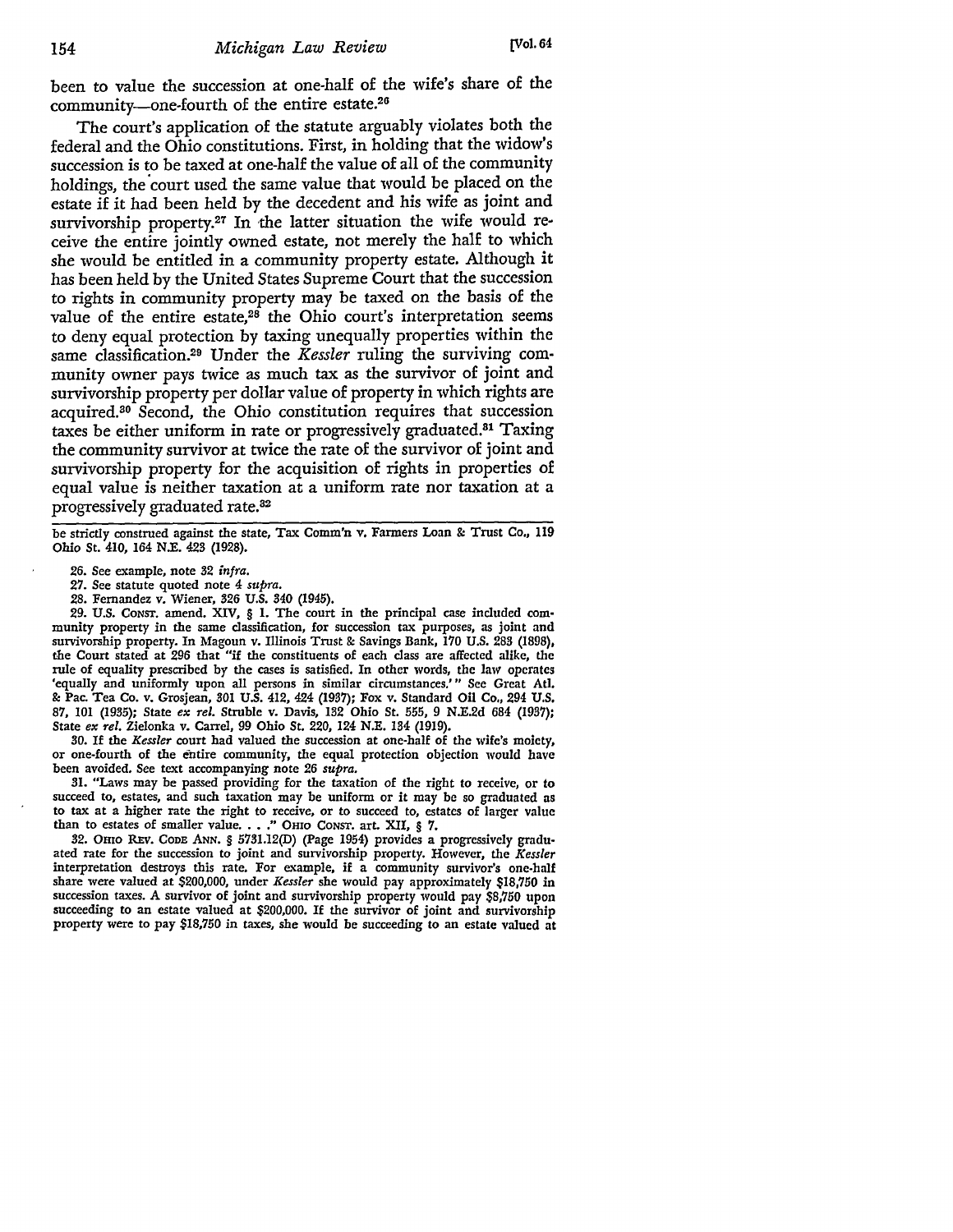been to value the succession at one-half of the wife's share of the community—one-fourth of the entire estate.[26]

The court's application of the statute arguably violates both the federal and the Ohio constitutions. First, in holding that the widow's succession is to be taxed at one-half the value of all of the community holdings, the court used the same value that would be placed on the estate if it had been held by the decedent and his wife as joint and survivorship property.[27] In the latter situation the wife would receive the entire jointly owned estate, not merely the half to which she would be entitled in a community property estate. Although it has been held by the United States Supreme Court that the succession to rights in community property may be taxed on the basis of the value of the entire estate,[28] the Ohio court's interpretation seems to deny equal protection by taxing unequally properties within the same classification.[29] Under the *Kessler* ruling the surviving community owner pays twice as much tax as the survivor of joint and survivorship property per dollar value of property in which rights are acquired.[30] Second, the Ohio constitution requires that succession taxes be either uniform in rate or progressively graduated.[31] Taxing the community survivor at twice the rate of the survivor of joint and survivorship property for the acquisition of rights in properties of equal value is neither taxation at a uniform rate nor taxation at a progressively graduated rate.[32]

---

be strictly construed against the state, Tax Comm'n v. Farmers Loan & Trust Co., 119 Ohio St. 410, 164 N.E. 423 (1928).

26. See example, note 32 *infra*.

27. See statute quoted note 4 *supra*.

28. Fernandez v. Wiener, 326 U.S. 340 (1945).

29. U.S. CONST. amend. XIV, § 1. The court in the principal case included community property in the same classification, for succession tax purposes, as joint and survivorship property. In Magoun v. Illinois Trust & Savings Bank, 170 U.S. 283 (1898), the Court stated at 296 that "if the constituents of each class are affected alike, the rule of equality prescribed by the cases is satisfied. In other words, the law operates 'equally and uniformly upon all persons in similar circumstances.'" See Great Atl. & Pac. Tea Co. v. Grosjean, 301 U.S. 412, 424 (1937); Fox v. Standard Oil Co., 294 U.S. 87, 101 (1935); State *ex rel.* Struble v. Davis, 132 Ohio St. 555, 9 N.E.2d 684 (1937); State *ex rel.* Zielonka v. Carrel, 99 Ohio St. 220, 124 N.E. 134 (1919).

30. If the *Kessler* court had valued the succession at one-half of the wife's moiety, or one-fourth of the entire community, the equal protection objection would have been avoided. See text accompanying note 26 *supra*.

31. "Laws may be passed providing for the taxation of the right to receive, or to succeed to, estates, and such taxation may be uniform or it may be so graduated as to tax at a higher rate the right to receive, or to succeed to, estates of larger value than to estates of smaller value. . . ." OHIO CONST. art. XII, § 7.

32. OHIO REV. CODE ANN. § 5731.12(D) (Page 1954) provides a progressively graduated rate for the succession to joint and survivorship property. However, the *Kessler* interpretation destroys this rate. For example, if a community survivor's one-half share were valued at $200,000, under *Kessler* she would pay approximately $18,750 in succession taxes. A survivor of joint and survivorship property would pay $8,750 upon succeeding to an estate valued at $200,000. If the survivor of joint and survivorship property were to pay $18,750 in taxes, she would be succeeding to an estate valued at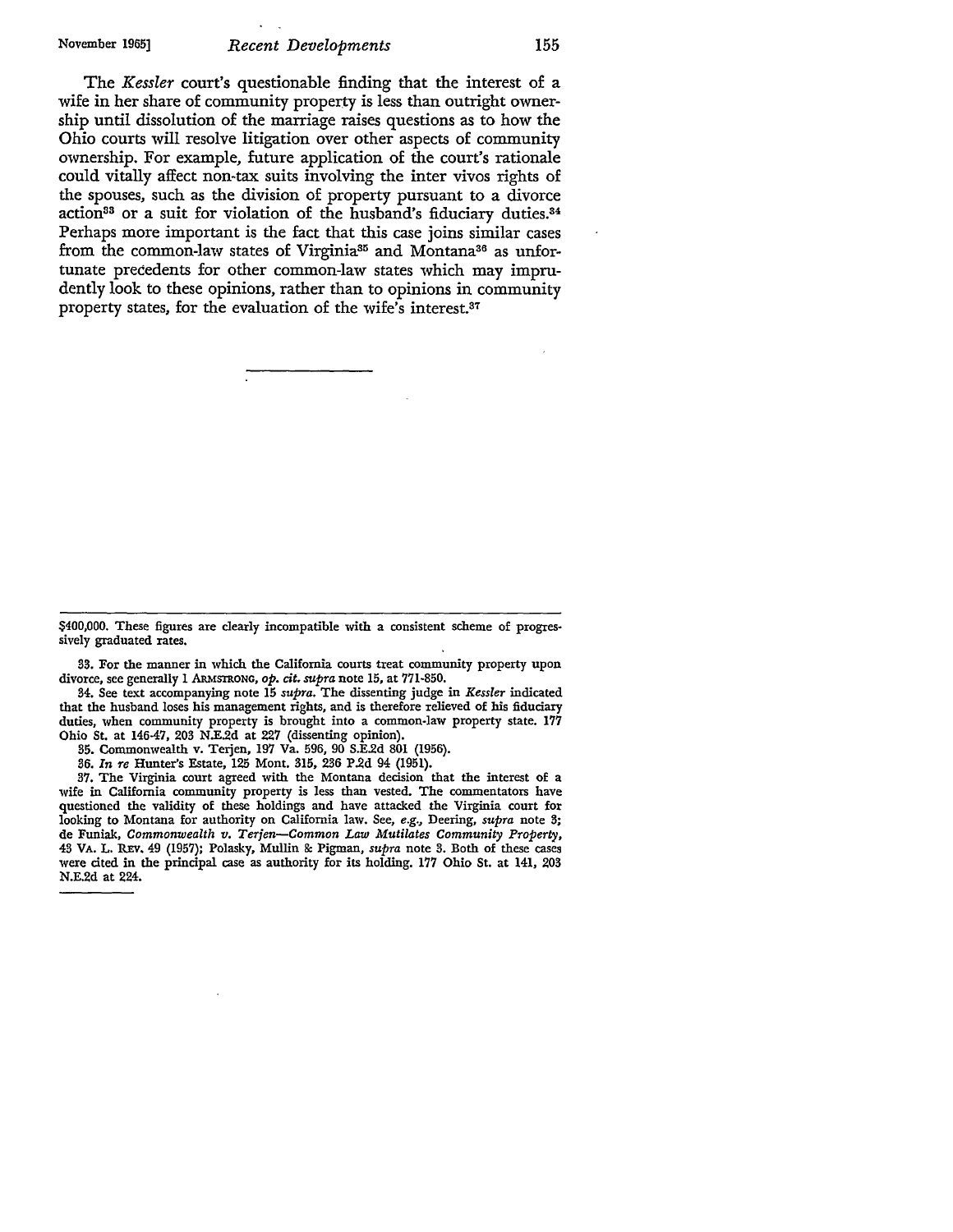The *Kessler* court's questionable finding that the interest of a wife in her share of community property is less than outright ownership until dissolution of the marriage raises questions as to how the Ohio courts will resolve litigation over other aspects of community ownership. For example, future application of the court's rationale could vitally affect non-tax suits involving the inter vivos rights of the spouses, such as the division of property pursuant to a divorce action[33] or a suit for violation of the husband's fiduciary duties.[34] Perhaps more important is the fact that this case joins similar cases from the common-law states of Virginia[35] and Montana[36] as unfortunate precedents for other common-law states which may imprudently look to these opinions, rather than to opinions in community property states, for the evaluation of the wife's interest.[37]

---

$400,000. These figures are clearly incompatible with a consistent scheme of progressively graduated rates.

33. For the manner in which the California courts treat community property upon divorce, see generally 1 ARMSTRONG, *op. cit. supra* note 15, at 771-850.

34. See text accompanying note 15 *supra*. The dissenting judge in *Kessler* indicated that the husband loses his management rights, and is therefore relieved of his fiduciary duties, when community property is brought into a common-law property state. 177 Ohio St. at 146-47, 203 N.E.2d at 227 (dissenting opinion).

35. Commonwealth v. Terjen, 197 Va. 596, 90 S.E.2d 801 (1956).

36. *In re* Hunter's Estate, 125 Mont. 315, 236 P.2d 94 (1951).

37. The Virginia court agreed with the Montana decision that the interest of a wife in California community property is less than vested. The commentators have questioned the validity of these holdings and have attacked the Virginia court for looking to Montana for authority on California law. See, *e.g.*, Deering, *supra* note 3; de Funiak, *Commonwealth v. Terjen—Common Law Mutilates Community Property*, 43 VA. L. REV. 49 (1957); Polasky, Mullin & Pigman, *supra* note 3. Both of these cases were cited in the principal case as authority for its holding. 177 Ohio St. at 141, 203 N.E.2d at 224.